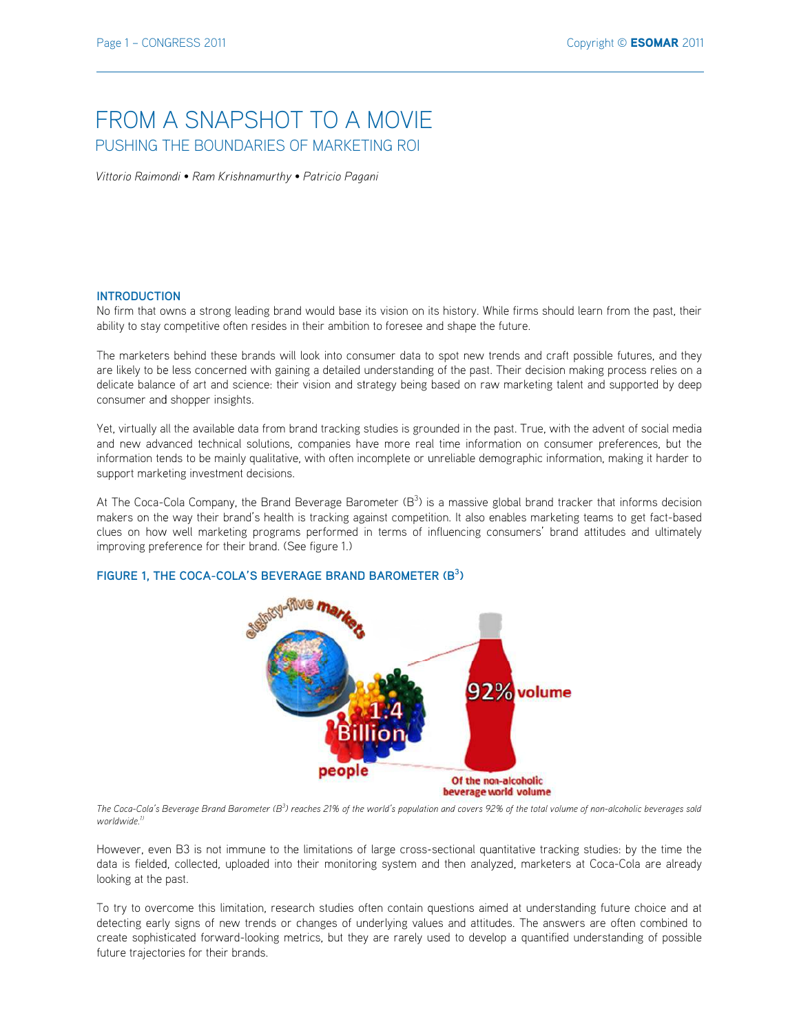# FROM A SNAPSHOT TO A MOVIE

## PUSHING THE BOUNDARIES OF MARKETING ROI

*Vittorio Raimondi • Ram Krishnamurthy • Patricio Pagani*

### INTRODUCTION

No firm that owns a strong leading brand would base its vision on its history. While firms should learn from the past, their ability to stay competitive often resides in their ambition to foresee and shape the future.

The marketers behind these brands will look into consumer data to spot new trends and craft possible futures, and they are likely to be less concerned with gaining a detailed understanding of the past. Their decision making process relies on a delicate balance of art and science: their vision and strategy being based on raw marketing talent and supported by deep consumer and shopper insights.

Yet, virtually all the available data from brand tracking studies is grounded in the past. True, with the advent of social media and new advanced technical solutions, companies have more real time information on consumer preferences, but the information tends to be mainly qualitative, with often incomplete or unreliable demographic information, making it harder to support marketing investment decisions.

At The Coca-Cola Company, the Brand Beverage Barometer ($B^3$) is a massive global brand tracker that informs decision makers on the way their brand's health is tracking against competition. It also enables marketing teams to get fact-based clues on how well marketing programs performed in terms of influencing consumers' brand attitudes and ultimately improving preference for their brand. (See figure 1.)

#### FIGURE 1, THE COCA-COLA'S BEVERAGE BRAND BAROMETER ($B^3$)

*The Coca-Cola's Beverage Brand Barometer ($B^3$) reaches 21% of the world's population and covers 92% of the total volume of non-alcoholic beverages sold worldwide.*[1]

However, even B3 is not immune to the limitations of large cross-sectional quantitative tracking studies: by the time the data is fielded, collected, uploaded into their monitoring system and then analyzed, marketers at Coca-Cola are already looking at the past.

To try to overcome this limitation, research studies often contain questions aimed at understanding future choice and at detecting early signs of new trends or changes of underlying values and attitudes. The answers are often combined to create sophisticated forward-looking metrics, but they are rarely used to develop a quantified understanding of possible future trajectories for their brands.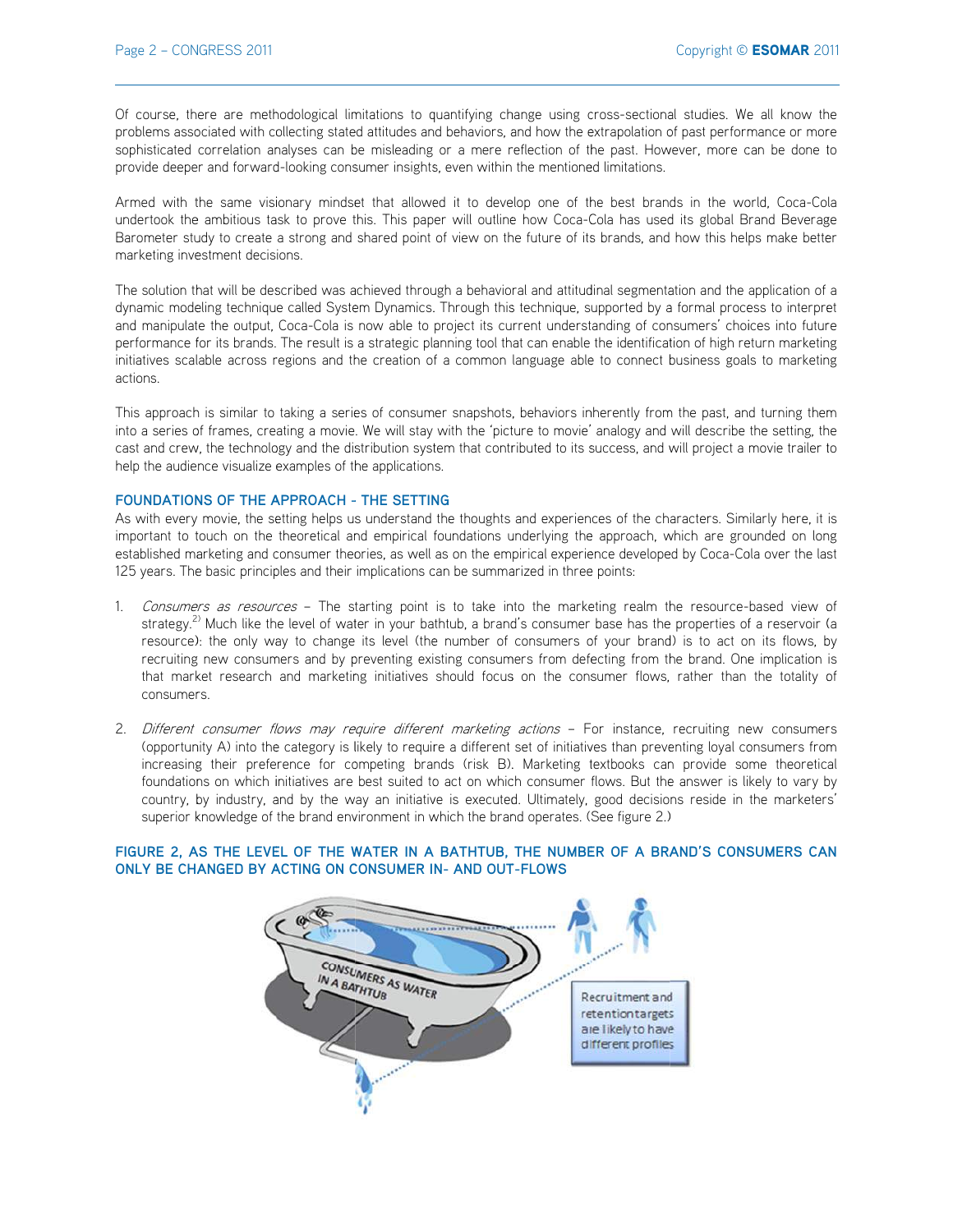Of course, there are methodological limitations to quantifying change using cross-sectional studies. We all know the problems associated with collecting stated attitudes and behaviors, and how the extrapolation of past performance or more sophisticated correlation analyses can be misleading or a mere reflection of the past. However, more can be done to provide deeper and forward-looking consumer insights, even within the mentioned limitations.

Armed with the same visionary mindset that allowed it to develop one of the best brands in the world, Coca-Cola undertook the ambitious task to prove this. This paper will outline how Coca-Cola has used its global Brand Beverage Barometer study to create a strong and shared point of view on the future of its brands, and how this helps make better marketing investment decisions.

The solution that will be described was achieved through a behavioral and attitudinal segmentation and the application of a dynamic modeling technique called System Dynamics. Through this technique, supported by a formal process to interpret and manipulate the output, Coca-Cola is now able to project its current understanding of consumers' choices into future performance for its brands. The result is a strategic planning tool that can enable the identification of high return marketing initiatives scalable across regions and the creation of a common language able to connect business goals to marketing actions.

This approach is similar to taking a series of consumer snapshots, behaviors inherently from the past, and turning them into a series of frames, creating a movie. We will stay with the 'picture to movie' analogy and will describe the setting, the cast and crew, the technology and the distribution system that contributed to its success, and will project a movie trailer to help the audience visualize examples of the applications.

## FOUNDATIONS OF THE APPROACH - THE SETTING

As with every movie, the setting helps us understand the thoughts and experiences of the characters. Similarly here, it is important to touch on the theoretical and empirical foundations underlying the approach, which are grounded on long established marketing and consumer theories, as well as on the empirical experience developed by Coca-Cola over the last 125 years. The basic principles and their implications can be summarized in three points:

1. *Consumers as resources* – The starting point is to take into the marketing realm the resource-based view of strategy.[2)] Much like the level of water in your bathtub, a brand's consumer base has the properties of a reservoir (a resource): the only way to change its level (the number of consumers of your brand) is to act on its flows, by recruiting new consumers and by preventing existing consumers from defecting from the brand. One implication is that market research and marketing initiatives should focus on the consumer flows, rather than the totality of consumers.

2. *Different consumer flows may require different marketing actions* – For instance, recruiting new consumers (opportunity A) into the category is likely to require a different set of initiatives than preventing loyal consumers from increasing their preference for competing brands (risk B). Marketing textbooks can provide some theoretical foundations on which initiatives are best suited to act on which consumer flows. But the answer is likely to vary by country, by industry, and by the way an initiative is executed. Ultimately, good decisions reside in the marketers' superior knowledge of the brand environment in which the brand operates. (See figure 2.)

**FIGURE 2, AS THE LEVEL OF THE WATER IN A BATHTUB, THE NUMBER OF A BRAND'S CONSUMERS CAN ONLY BE CHANGED BY ACTING ON CONSUMER IN- AND OUT-FLOWS**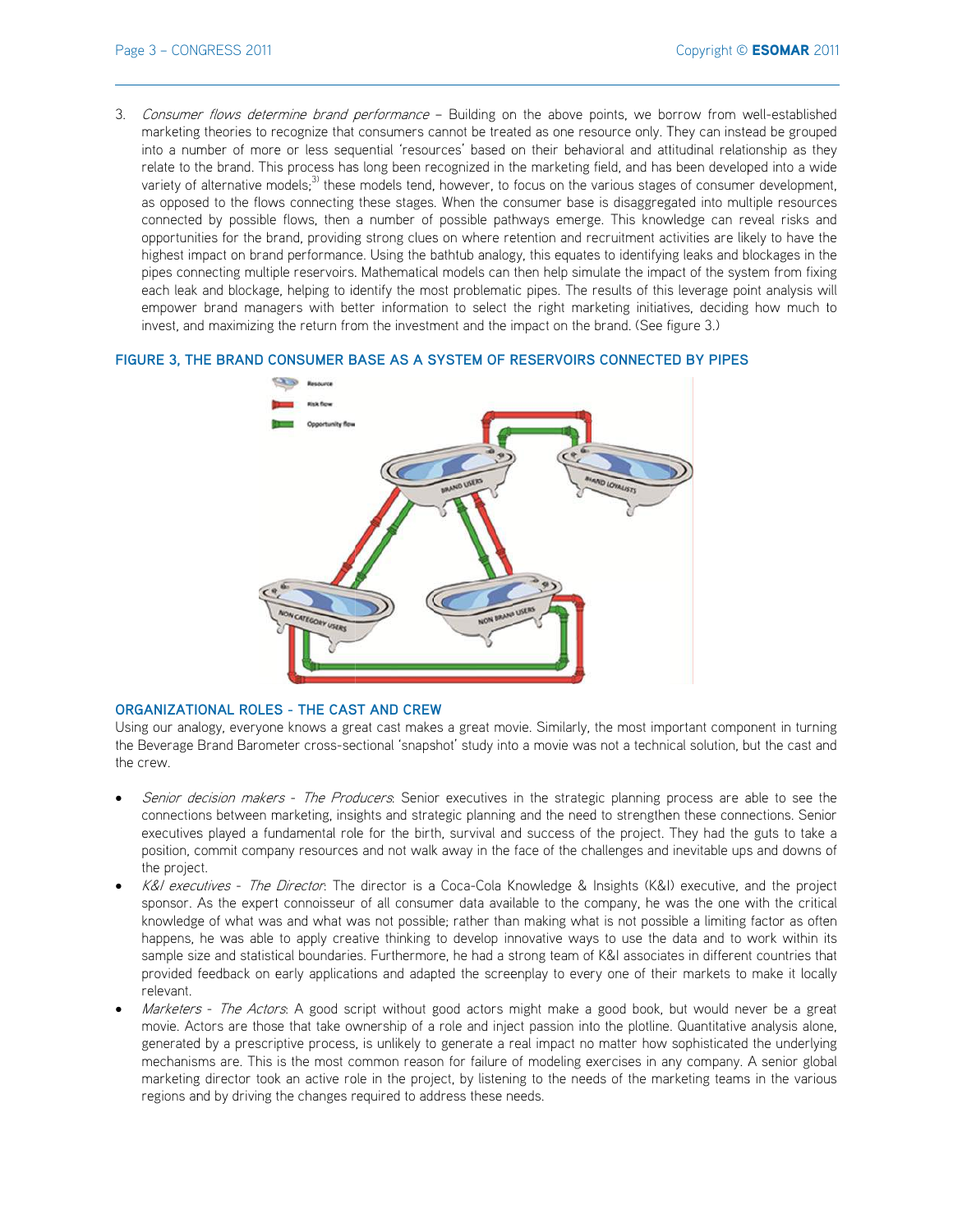3. *Consumer flows determine brand performance* – Building on the above points, we borrow from well-established marketing theories to recognize that consumers cannot be treated as one resource only. They can instead be grouped into a number of more or less sequential 'resources' based on their behavioral and attitudinal relationship as they relate to the brand. This process has long been recognized in the marketing field, and has been developed into a wide variety of alternative models;[3] these models tend, however, to focus on the various stages of consumer development, as opposed to the flows connecting these stages. When the consumer base is disaggregated into multiple resources connected by possible flows, then a number of possible pathways emerge. This knowledge can reveal risks and opportunities for the brand, providing strong clues on where retention and recruitment activities are likely to have the highest impact on brand performance. Using the bathtub analogy, this equates to identifying leaks and blockages in the pipes connecting multiple reservoirs. Mathematical models can then help simulate the impact of the system from fixing each leak and blockage, helping to identify the most problematic pipes. The results of this leverage point analysis will empower brand managers with better information to select the right marketing initiatives, deciding how much to invest, and maximizing the return from the investment and the impact on the brand. (See figure 3.)

**FIGURE 3, THE BRAND CONSUMER BASE AS A SYSTEM OF RESERVOIRS CONNECTED BY PIPES**

### ORGANIZATIONAL ROLES - THE CAST AND CREW

Using our analogy, everyone knows a great cast makes a great movie. Similarly, the most important component in turning the Beverage Brand Barometer cross-sectional 'snapshot' study into a movie was not a technical solution, but the cast and the crew.

- *Senior decision makers - The Producers*: Senior executives in the strategic planning process are able to see the connections between marketing, insights and strategic planning and the need to strengthen these connections. Senior executives played a fundamental role for the birth, survival and success of the project. They had the guts to take a position, commit company resources and not walk away in the face of the challenges and inevitable ups and downs of the project.
- *K&I executives - The Director*: The director is a Coca-Cola Knowledge & Insights (K&I) executive, and the project sponsor. As the expert connoisseur of all consumer data available to the company, he was the one with the critical knowledge of what was and what was not possible; rather than making what is not possible a limiting factor as often happens, he was able to apply creative thinking to develop innovative ways to use the data and to work within its sample size and statistical boundaries. Furthermore, he had a strong team of K&I associates in different countries that provided feedback on early applications and adapted the screenplay to every one of their markets to make it locally relevant.
- *Marketers - The Actors*: A good script without good actors might make a good book, but would never be a great movie. Actors are those that take ownership of a role and inject passion into the plotline. Quantitative analysis alone, generated by a prescriptive process, is unlikely to generate a real impact no matter how sophisticated the underlying mechanisms are. This is the most common reason for failure of modeling exercises in any company. A senior global marketing director took an active role in the project, by listening to the needs of the marketing teams in the various regions and by driving the changes required to address these needs.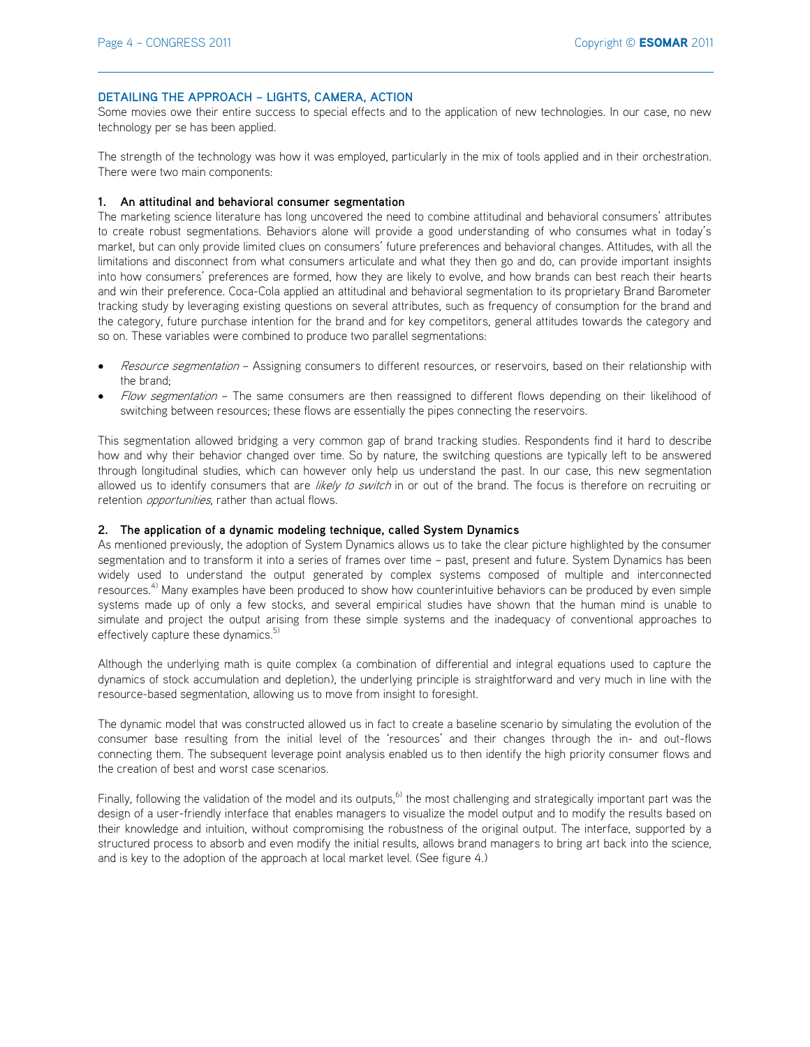## DETAILING THE APPROACH – LIGHTS, CAMERA, ACTION

Some movies owe their entire success to special effects and to the application of new technologies. In our case, no new technology per se has been applied.

The strength of the technology was how it was employed, particularly in the mix of tools applied and in their orchestration. There were two main components:

### 1. An attitudinal and behavioral consumer segmentation

The marketing science literature has long uncovered the need to combine attitudinal and behavioral consumers' attributes to create robust segmentations. Behaviors alone will provide a good understanding of who consumes what in today's market, but can only provide limited clues on consumers' future preferences and behavioral changes. Attitudes, with all the limitations and disconnect from what consumers articulate and what they then go and do, can provide important insights into how consumers' preferences are formed, how they are likely to evolve, and how brands can best reach their hearts and win their preference. Coca-Cola applied an attitudinal and behavioral segmentation to its proprietary Brand Barometer tracking study by leveraging existing questions on several attributes, such as frequency of consumption for the brand and the category, future purchase intention for the brand and for key competitors, general attitudes towards the category and so on. These variables were combined to produce two parallel segmentations:

- *Resource segmentation* – Assigning consumers to different resources, or reservoirs, based on their relationship with the brand;
- *Flow segmentation* – The same consumers are then reassigned to different flows depending on their likelihood of switching between resources; these flows are essentially the pipes connecting the reservoirs.

This segmentation allowed bridging a very common gap of brand tracking studies. Respondents find it hard to describe how and why their behavior changed over time. So by nature, the switching questions are typically left to be answered through longitudinal studies, which can however only help us understand the past. In our case, this new segmentation allowed us to identify consumers that are *likely to switch* in or out of the brand. The focus is therefore on recruiting or retention *opportunities*, rather than actual flows.

### 2. The application of a dynamic modeling technique, called System Dynamics

As mentioned previously, the adoption of System Dynamics allows us to take the clear picture highlighted by the consumer segmentation and to transform it into a series of frames over time – past, present and future. System Dynamics has been widely used to understand the output generated by complex systems composed of multiple and interconnected resources.[4] Many examples have been produced to show how counterintuitive behaviors can be produced by even simple systems made up of only a few stocks, and several empirical studies have shown that the human mind is unable to simulate and project the output arising from these simple systems and the inadequacy of conventional approaches to effectively capture these dynamics.[5]

Although the underlying math is quite complex (a combination of differential and integral equations used to capture the dynamics of stock accumulation and depletion), the underlying principle is straightforward and very much in line with the resource-based segmentation, allowing us to move from insight to foresight.

The dynamic model that was constructed allowed us in fact to create a baseline scenario by simulating the evolution of the consumer base resulting from the initial level of the 'resources' and their changes through the in- and out-flows connecting them. The subsequent leverage point analysis enabled us to then identify the high priority consumer flows and the creation of best and worst case scenarios.

Finally, following the validation of the model and its outputs,[6] the most challenging and strategically important part was the design of a user-friendly interface that enables managers to visualize the model output and to modify the results based on their knowledge and intuition, without compromising the robustness of the original output. The interface, supported by a structured process to absorb and even modify the initial results, allows brand managers to bring art back into the science, and is key to the adoption of the approach at local market level. (See figure 4.)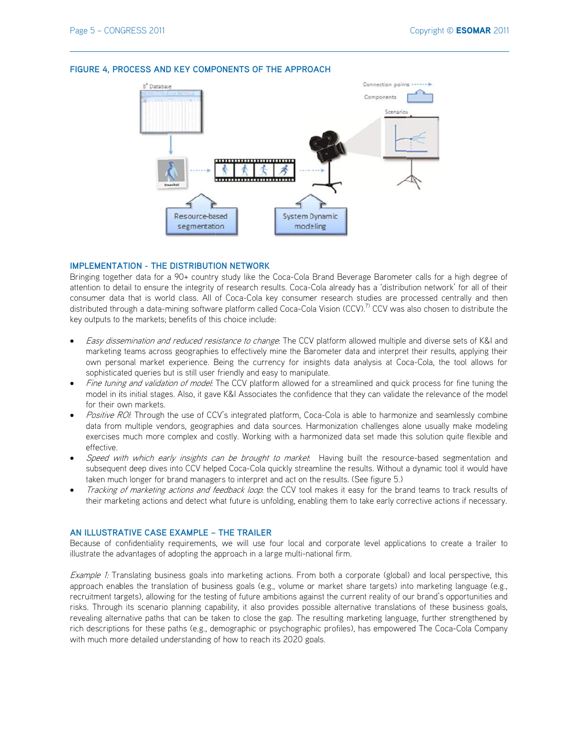#### FIGURE 4, PROCESS AND KEY COMPONENTS OF THE APPROACH

#### IMPLEMENTATION - THE DISTRIBUTION NETWORK

Bringing together data for a 90+ country study like the Coca-Cola Brand Beverage Barometer calls for a high degree of attention to detail to ensure the integrity of research results. Coca-Cola already has a 'distribution network' for all of their consumer data that is world class. All of Coca-Cola key consumer research studies are processed centrally and then distributed through a data-mining software platform called Coca-Cola Vision (CCV).[7)] CCV was also chosen to distribute the key outputs to the markets; benefits of this choice include:

- *Easy dissemination and reduced resistance to change*: The CCV platform allowed multiple and diverse sets of K&I and marketing teams across geographies to effectively mine the Barometer data and interpret their results, applying their own personal market experience. Being the currency for insights data analysis at Coca-Cola, the tool allows for sophisticated queries but is still user friendly and easy to manipulate.
- *Fine tuning and validation of model*: The CCV platform allowed for a streamlined and quick process for fine tuning the model in its initial stages. Also, it gave K&I Associates the confidence that they can validate the relevance of the model for their own markets.
- *Positive ROI*: Through the use of CCV's integrated platform, Coca-Cola is able to harmonize and seamlessly combine data from multiple vendors, geographies and data sources. Harmonization challenges alone usually make modeling exercises much more complex and costly. Working with a harmonized data set made this solution quite flexible and effective.
- *Speed with which early insights can be brought to market*: Having built the resource-based segmentation and subsequent deep dives into CCV helped Coca-Cola quickly streamline the results. Without a dynamic tool it would have taken much longer for brand managers to interpret and act on the results. (See figure 5.)
- *Tracking of marketing actions and feedback loop*: the CCV tool makes it easy for the brand teams to track results of their marketing actions and detect what future is unfolding, enabling them to take early corrective actions if necessary.

#### AN ILLUSTRATIVE CASE EXAMPLE – THE TRAILER

Because of confidentiality requirements, we will use four local and corporate level applications to create a trailer to illustrate the advantages of adopting the approach in a large multi-national firm.

*Example 1:* Translating business goals into marketing actions. From both a corporate (global) and local perspective, this approach enables the translation of business goals (e.g., volume or market share targets) into marketing language (e.g., recruitment targets), allowing for the testing of future ambitions against the current reality of our brand's opportunities and risks. Through its scenario planning capability, it also provides possible alternative translations of these business goals, revealing alternative paths that can be taken to close the gap. The resulting marketing language, further strengthened by rich descriptions for these paths (e.g., demographic or psychographic profiles), has empowered The Coca-Cola Company with much more detailed understanding of how to reach its 2020 goals.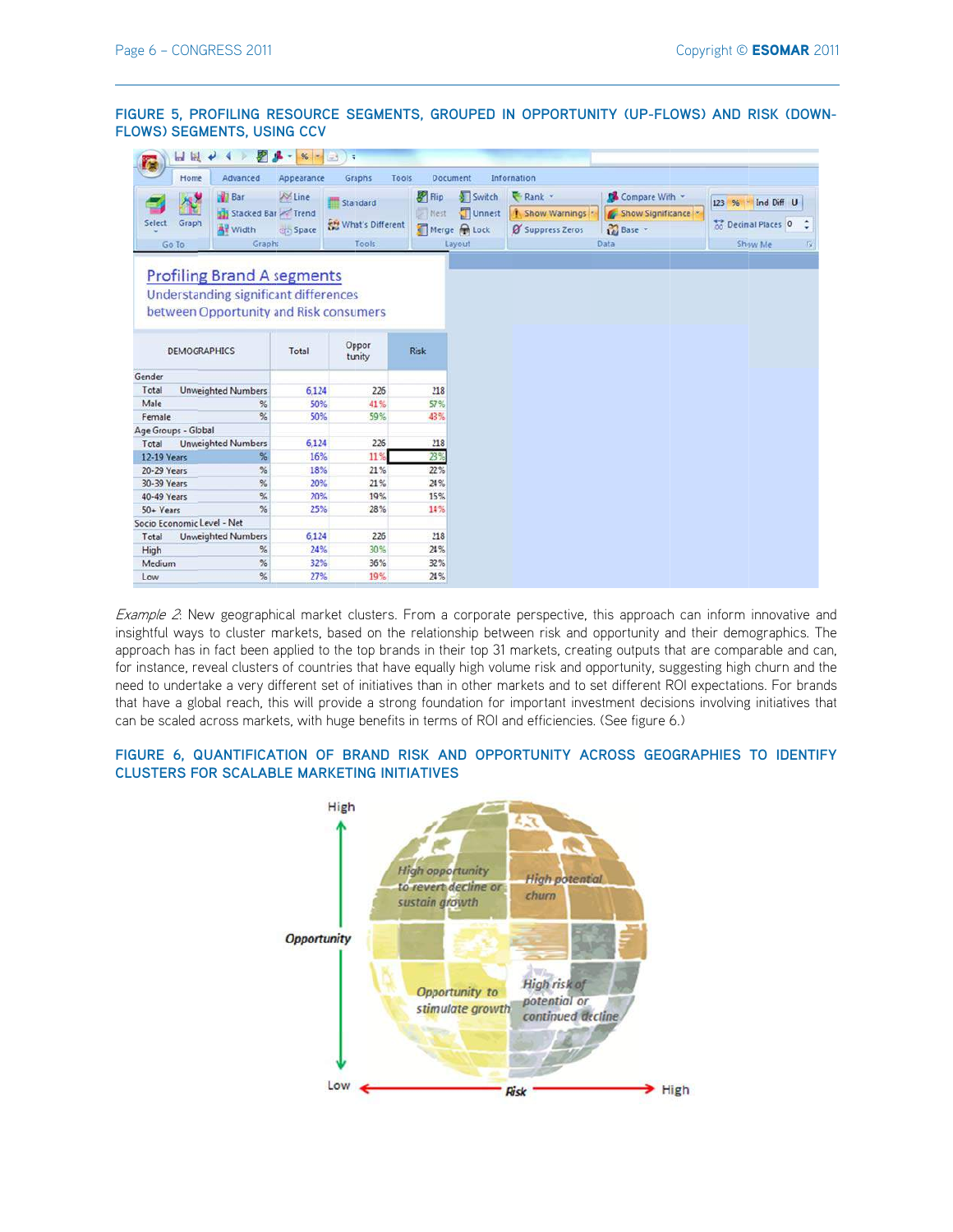**FIGURE 5, PROFILING RESOURCE SEGMENTS, GROUPED IN OPPORTUNITY (UP-FLOWS) AND RISK (DOWN-FLOWS) SEGMENTS, USING CCV**

Profiling Brand A segments

Understanding significant differences between Opportunity and Risk consumers

| DEMOGRAPHICS | | Total | Opportunity | Risk |
|---|---|---|---|---|
| **Gender** | | | | |
| Total | Unweighted Numbers | 6,124 | 226 | 218 |
| Male | % | 50% | 41% | 57% |
| Female | % | 50% | 59% | 43% |
| **Age Groups - Global** | | | | |
| Total | Unweighted Numbers | 6,124 | 226 | 218 |
| 12-19 Years | % | 16% | 11% | 23% |
| 20-29 Years | % | 18% | 21% | 22% |
| 30-39 Years | % | 20% | 21% | 24% |
| 40-49 Years | % | 20% | 19% | 15% |
| 50+ Years | % | 25% | 28% | 14% |
| **Socio Economic Level - Net** | | | | |
| Total | Unweighted Numbers | 6,124 | 226 | 218 |
| High | % | 24% | 30% | 24% |
| Medium | % | 32% | 36% | 32% |
| Low | % | 27% | 19% | 24% |

*Example 2*: New geographical market clusters. From a corporate perspective, this approach can inform innovative and insightful ways to cluster markets, based on the relationship between risk and opportunity and their demographics. The approach has in fact been applied to the top brands in their top 31 markets, creating outputs that are comparable and can, for instance, reveal clusters of countries that have equally high volume risk and opportunity, suggesting high churn and the need to undertake a very different set of initiatives than in other markets and to set different ROI expectations. For brands that have a global reach, this will provide a strong foundation for important investment decisions involving initiatives that can be scaled across markets, with huge benefits in terms of ROI and efficiencies. (See figure 6.)

**FIGURE 6, QUANTIFICATION OF BRAND RISK AND OPPORTUNITY ACROSS GEOGRAPHIES TO IDENTIFY CLUSTERS FOR SCALABLE MARKETING INITIATIVES**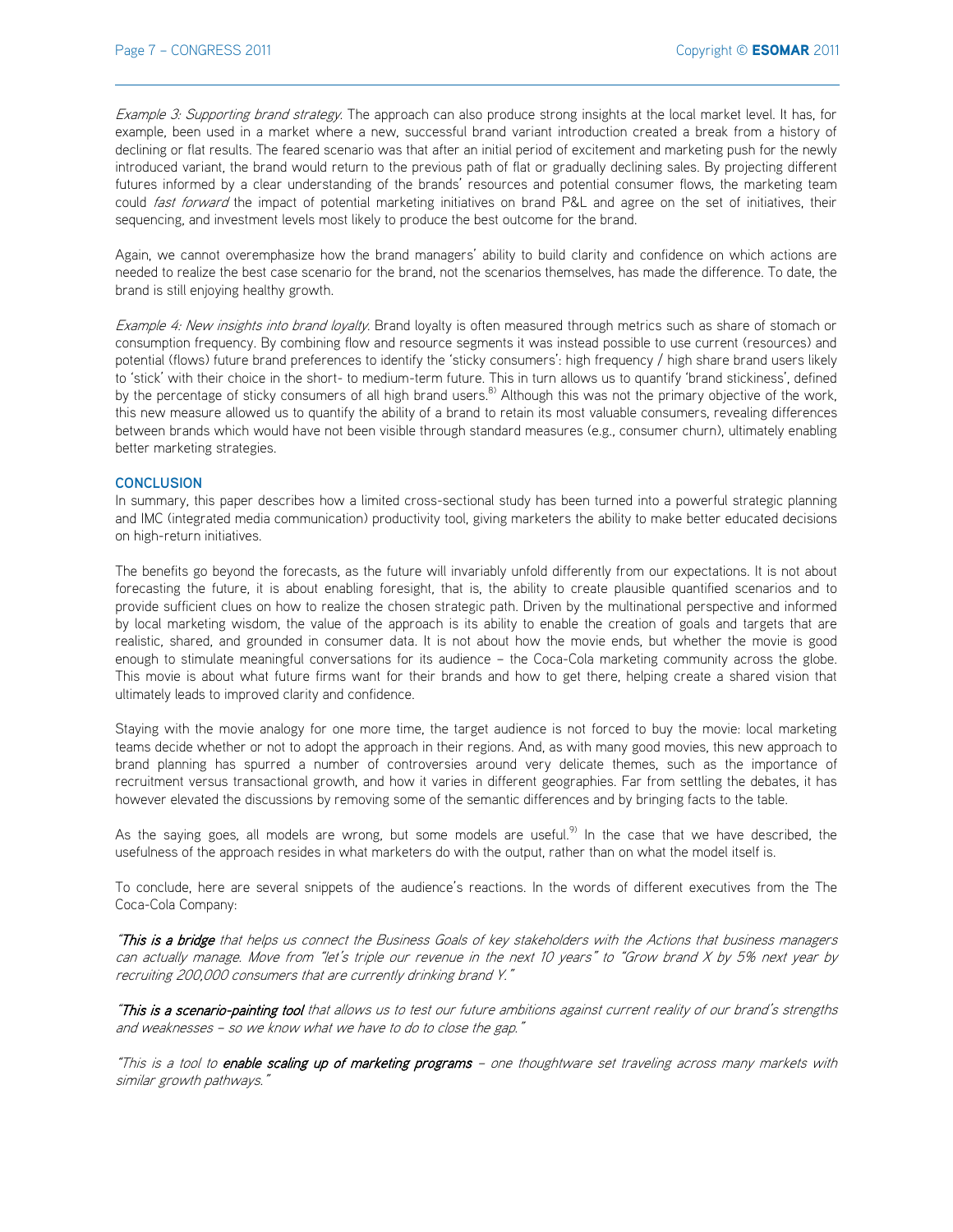*Example 3: Supporting brand strategy*. The approach can also produce strong insights at the local market level. It has, for example, been used in a market where a new, successful brand variant introduction created a break from a history of declining or flat results. The feared scenario was that after an initial period of excitement and marketing push for the newly introduced variant, the brand would return to the previous path of flat or gradually declining sales. By projecting different futures informed by a clear understanding of the brands' resources and potential consumer flows, the marketing team could *fast forward* the impact of potential marketing initiatives on brand P&L and agree on the set of initiatives, their sequencing, and investment levels most likely to produce the best outcome for the brand.

Again, we cannot overemphasize how the brand managers' ability to build clarity and confidence on which actions are needed to realize the best case scenario for the brand, not the scenarios themselves, has made the difference. To date, the brand is still enjoying healthy growth.

*Example 4: New insights into brand loyalty*. Brand loyalty is often measured through metrics such as share of stomach or consumption frequency. By combining flow and resource segments it was instead possible to use current (resources) and potential (flows) future brand preferences to identify the 'sticky consumers': high frequency / high share brand users likely to 'stick' with their choice in the short- to medium-term future. This in turn allows us to quantify 'brand stickiness', defined by the percentage of sticky consumers of all high brand users.[8] Although this was not the primary objective of the work, this new measure allowed us to quantify the ability of a brand to retain its most valuable consumers, revealing differences between brands which would have not been visible through standard measures (e.g., consumer churn), ultimately enabling better marketing strategies.

## CONCLUSION

In summary, this paper describes how a limited cross-sectional study has been turned into a powerful strategic planning and IMC (integrated media communication) productivity tool, giving marketers the ability to make better educated decisions on high-return initiatives.

The benefits go beyond the forecasts, as the future will invariably unfold differently from our expectations. It is not about forecasting the future, it is about enabling foresight, that is, the ability to create plausible quantified scenarios and to provide sufficient clues on how to realize the chosen strategic path. Driven by the multinational perspective and informed by local marketing wisdom, the value of the approach is its ability to enable the creation of goals and targets that are realistic, shared, and grounded in consumer data. It is not about how the movie ends, but whether the movie is good enough to stimulate meaningful conversations for its audience – the Coca-Cola marketing community across the globe. This movie is about what future firms want for their brands and how to get there, helping create a shared vision that ultimately leads to improved clarity and confidence.

Staying with the movie analogy for one more time, the target audience is not forced to buy the movie: local marketing teams decide whether or not to adopt the approach in their regions. And, as with many good movies, this new approach to brand planning has spurred a number of controversies around very delicate themes, such as the importance of recruitment versus transactional growth, and how it varies in different geographies. Far from settling the debates, it has however elevated the discussions by removing some of the semantic differences and by bringing facts to the table.

As the saying goes, all models are wrong, but some models are useful.[9] In the case that we have described, the usefulness of the approach resides in what marketers do with the output, rather than on what the model itself is.

To conclude, here are several snippets of the audience's reactions. In the words of different executives from the The Coca-Cola Company:

*"**This is a bridge** that helps us connect the Business Goals of key stakeholders with the Actions that business managers can actually manage. Move from "let's triple our revenue in the next 10 years" to "Grow brand X by 5% next year by recruiting 200,000 consumers that are currently drinking brand Y.""*

*"**This is a scenario-painting tool** that allows us to test our future ambitions against current reality of our brand's strengths and weaknesses – so we know what we have to do to close the gap."*

*"This is a tool to **enable scaling up of marketing programs** – one thoughtware set traveling across many markets with similar growth pathways."*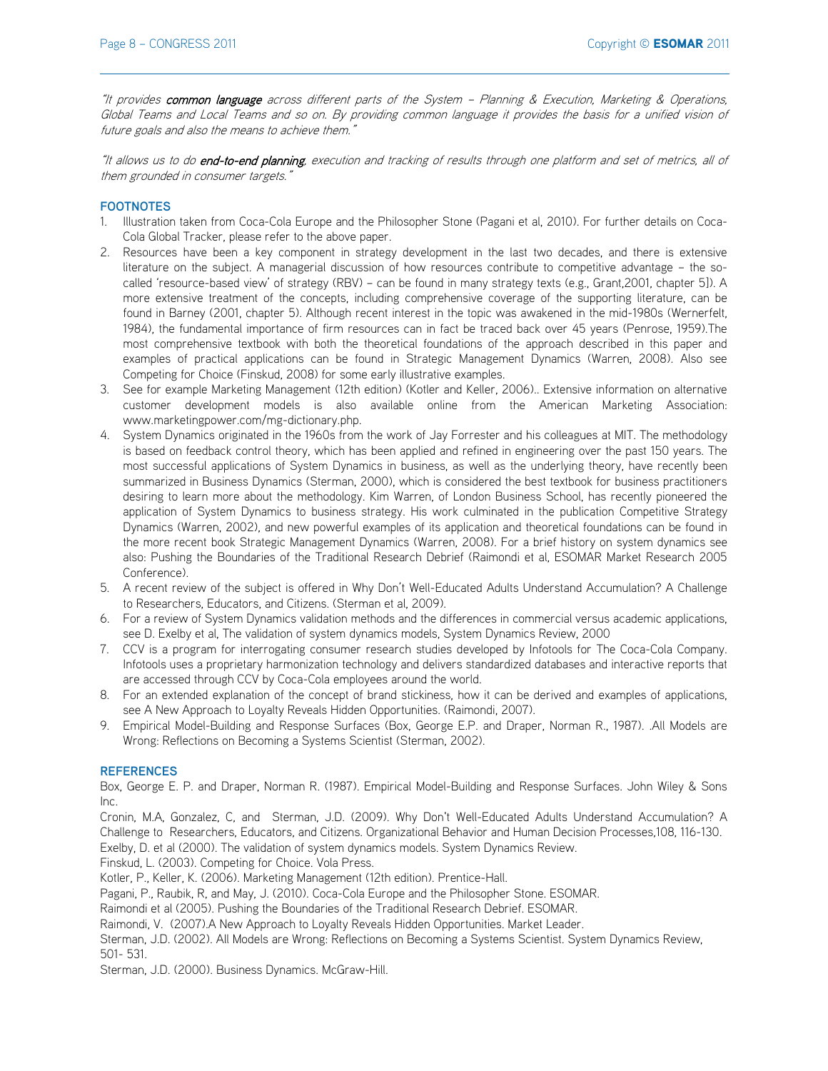*"It provides **common language** across different parts of the System – Planning & Execution, Marketing & Operations, Global Teams and Local Teams and so on. By providing common language it provides the basis for a unified vision of future goals and also the means to achieve them."*

*"It allows us to do **end-to-end planning**, execution and tracking of results through one platform and set of metrics, all of them grounded in consumer targets."*

## FOOTNOTES

1. Illustration taken from Coca-Cola Europe and the Philosopher Stone (Pagani et al, 2010). For further details on Coca-Cola Global Tracker, please refer to the above paper.
2. Resources have been a key component in strategy development in the last two decades, and there is extensive literature on the subject. A managerial discussion of how resources contribute to competitive advantage – the so-called 'resource-based view' of strategy (RBV) – can be found in many strategy texts (e.g., Grant,2001, chapter 5]). A more extensive treatment of the concepts, including comprehensive coverage of the supporting literature, can be found in Barney (2001, chapter 5). Although recent interest in the topic was awakened in the mid-1980s (Wernerfelt, 1984), the fundamental importance of firm resources can in fact be traced back over 45 years (Penrose, 1959).The most comprehensive textbook with both the theoretical foundations of the approach described in this paper and examples of practical applications can be found in Strategic Management Dynamics (Warren, 2008). Also see Competing for Choice (Finskud, 2008) for some early illustrative examples.
3. See for example Marketing Management (12th edition) (Kotler and Keller, 2006).. Extensive information on alternative customer development models is also available online from the American Marketing Association: www.marketingpower.com/mg-dictionary.php.
4. System Dynamics originated in the 1960s from the work of Jay Forrester and his colleagues at MIT. The methodology is based on feedback control theory, which has been applied and refined in engineering over the past 150 years. The most successful applications of System Dynamics in business, as well as the underlying theory, have recently been summarized in Business Dynamics (Sterman, 2000), which is considered the best textbook for business practitioners desiring to learn more about the methodology. Kim Warren, of London Business School, has recently pioneered the application of System Dynamics to business strategy. His work culminated in the publication Competitive Strategy Dynamics (Warren, 2002), and new powerful examples of its application and theoretical foundations can be found in the more recent book Strategic Management Dynamics (Warren, 2008). For a brief history on system dynamics see also: Pushing the Boundaries of the Traditional Research Debrief (Raimondi et al, ESOMAR Market Research 2005 Conference).
5. A recent review of the subject is offered in Why Don't Well-Educated Adults Understand Accumulation? A Challenge to Researchers, Educators, and Citizens. (Sterman et al, 2009).
6. For a review of System Dynamics validation methods and the differences in commercial versus academic applications, see D. Exelby et al, The validation of system dynamics models, System Dynamics Review, 2000
7. CCV is a program for interrogating consumer research studies developed by Infotools for The Coca-Cola Company. Infotools uses a proprietary harmonization technology and delivers standardized databases and interactive reports that are accessed through CCV by Coca-Cola employees around the world.
8. For an extended explanation of the concept of brand stickiness, how it can be derived and examples of applications, see A New Approach to Loyalty Reveals Hidden Opportunities. (Raimondi, 2007).
9. Empirical Model-Building and Response Surfaces (Box, George E.P. and Draper, Norman R., 1987). .All Models are Wrong: Reflections on Becoming a Systems Scientist (Sterman, 2002).

## REFERENCES

Box, George E. P. and Draper, Norman R. (1987). Empirical Model-Building and Response Surfaces. John Wiley & Sons Inc.

Cronin, M.A, Gonzalez, C, and Sterman, J.D. (2009). Why Don't Well-Educated Adults Understand Accumulation? A Challenge to Researchers, Educators, and Citizens. Organizational Behavior and Human Decision Processes,108, 116-130.

Exelby, D. et al (2000). The validation of system dynamics models. System Dynamics Review.

Finskud, L. (2003). Competing for Choice. Vola Press.

Kotler, P., Keller, K. (2006). Marketing Management (12th edition). Prentice-Hall.

Pagani, P., Raubik, R, and May, J. (2010). Coca-Cola Europe and the Philosopher Stone. ESOMAR.

Raimondi et al (2005). Pushing the Boundaries of the Traditional Research Debrief. ESOMAR.

Raimondi, V. (2007).A New Approach to Loyalty Reveals Hidden Opportunities. Market Leader.

Sterman, J.D. (2002). All Models are Wrong: Reflections on Becoming a Systems Scientist. System Dynamics Review, 501- 531.

Sterman, J.D. (2000). Business Dynamics. McGraw-Hill.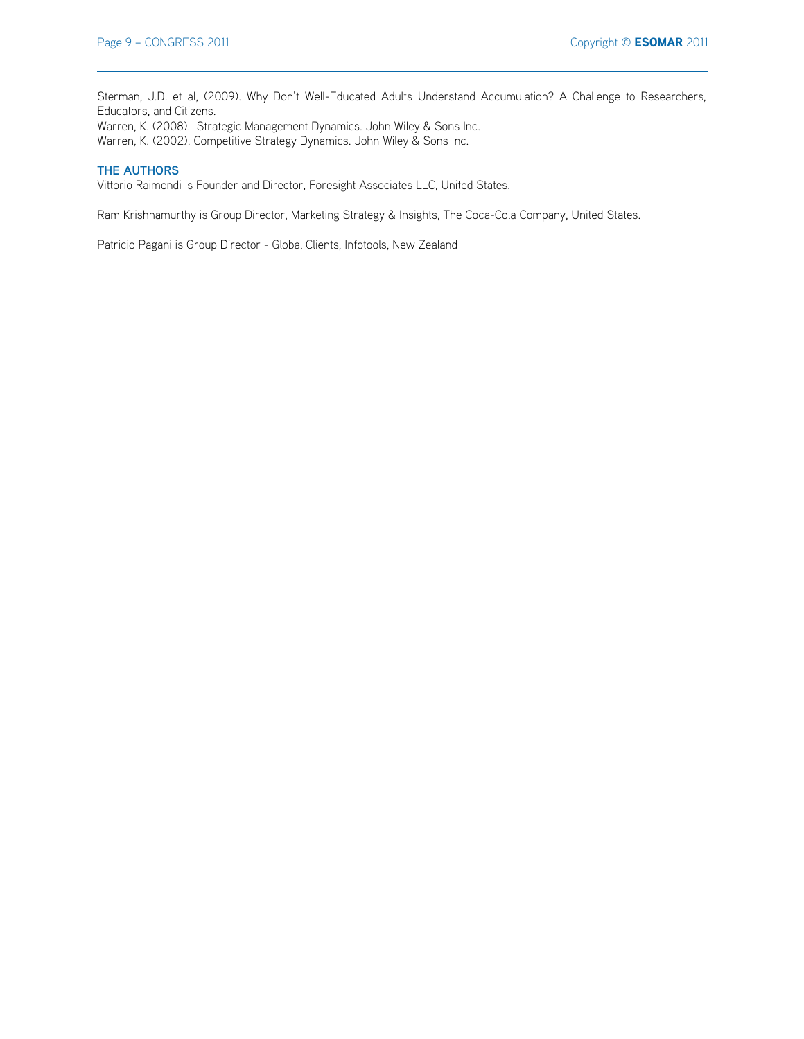Sterman, J.D. et al, (2009). Why Don't Well-Educated Adults Understand Accumulation? A Challenge to Researchers, Educators, and Citizens.
Warren, K. (2008). Strategic Management Dynamics. John Wiley & Sons Inc.
Warren, K. (2002). Competitive Strategy Dynamics. John Wiley & Sons Inc.

## THE AUTHORS

Vittorio Raimondi is Founder and Director, Foresight Associates LLC, United States.

Ram Krishnamurthy is Group Director, Marketing Strategy & Insights, The Coca-Cola Company, United States.

Patricio Pagani is Group Director - Global Clients, Infotools, New Zealand